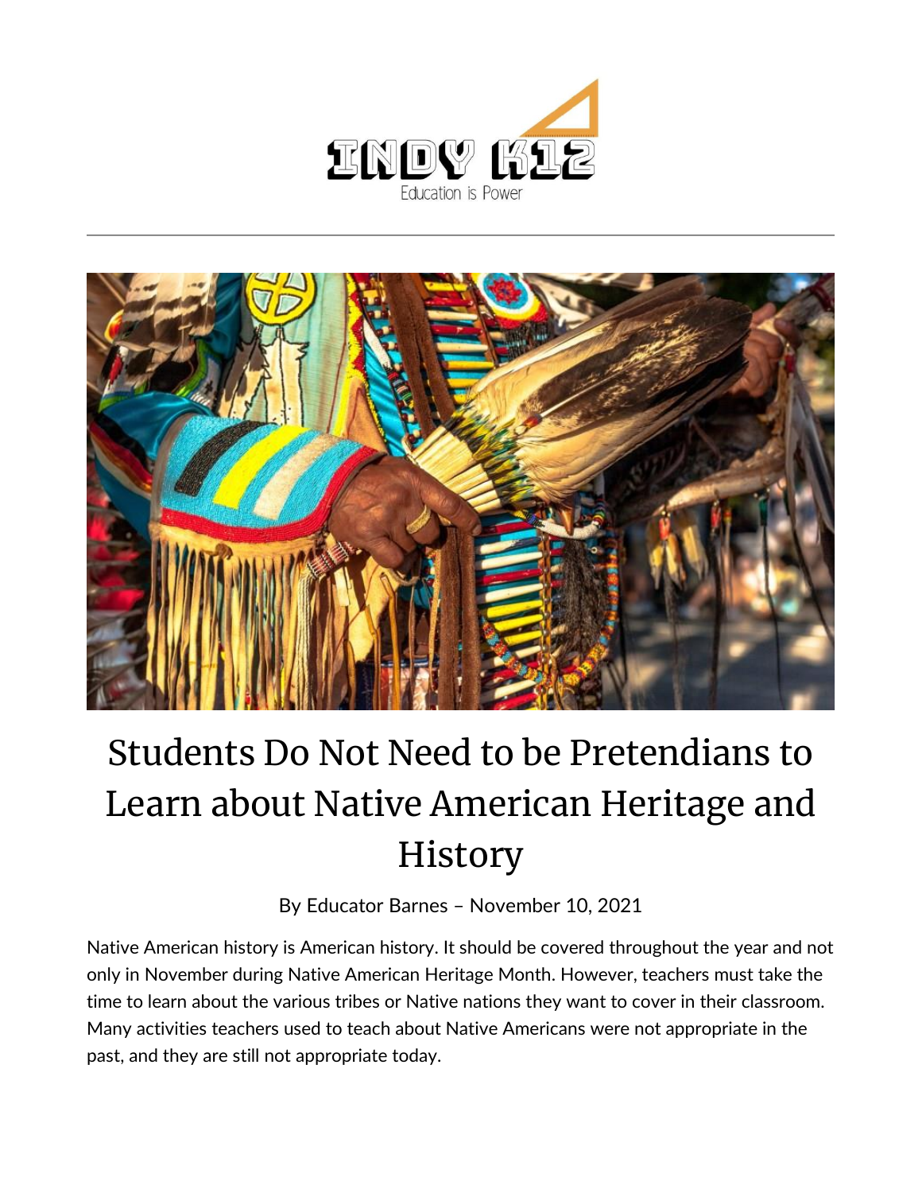# Students Do Not Need to be Pretendians to Learn about Native American Heritage and History

By Educator Barnes – November 10, 2021

Native American history is American history. It should be covered throughout the year and not only in November during Native American Heritage Month. However, teachers must take the time to learn about the various tribes or Native nations they want to cover in their classroom. Many activities teachers used to teach about Native Americans were not appropriate in the past, and they are still not appropriate today.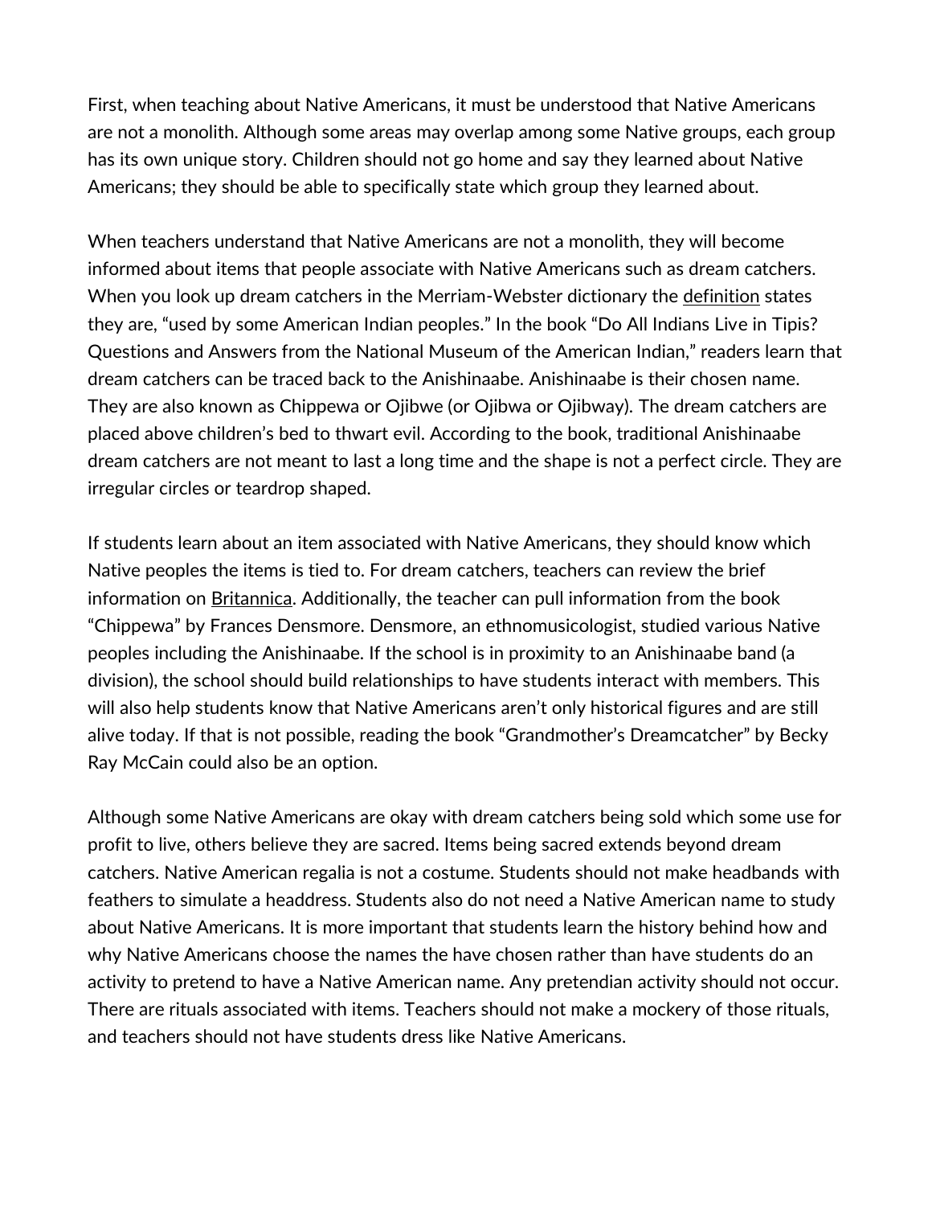First, when teaching about Native Americans, it must be understood that Native Americans are not a monolith. Although some areas may overlap among some Native groups, each group has its own unique story. Children should not go home and say they learned about Native Americans; they should be able to specifically state which group they learned about.

When teachers understand that Native Americans are not a monolith, they will become informed about items that people associate with Native Americans such as dream catchers. When you look up dream catchers in the Merriam-Webster dictionary the definition states they are, "used by some American Indian peoples." In the book "Do All Indians Live in Tipis? Questions and Answers from the National Museum of the American Indian," readers learn that dream catchers can be traced back to the Anishinaabe. Anishinaabe is their chosen name. They are also known as Chippewa or Ojibwe (or Ojibwa or Ojibway). The dream catchers are placed above children's bed to thwart evil. According to the book, traditional Anishinaabe dream catchers are not meant to last a long time and the shape is not a perfect circle. They are irregular circles or teardrop shaped.

If students learn about an item associated with Native Americans, they should know which Native peoples the items is tied to. For dream catchers, teachers can review the brief information on Britannica. Additionally, the teacher can pull information from the book "Chippewa" by Frances Densmore. Densmore, an ethnomusicologist, studied various Native peoples including the Anishinaabe. If the school is in proximity to an Anishinaabe band (a division), the school should build relationships to have students interact with members. This will also help students know that Native Americans aren't only historical figures and are still alive today. If that is not possible, reading the book "Grandmother's Dreamcatcher" by Becky Ray McCain could also be an option.

Although some Native Americans are okay with dream catchers being sold which some use for profit to live, others believe they are sacred. Items being sacred extends beyond dream catchers. Native American regalia is not a costume. Students should not make headbands with feathers to simulate a headdress. Students also do not need a Native American name to study about Native Americans. It is more important that students learn the history behind how and why Native Americans choose the names the have chosen rather than have students do an activity to pretend to have a Native American name. Any pretendian activity should not occur. There are rituals associated with items. Teachers should not make a mockery of those rituals, and teachers should not have students dress like Native Americans.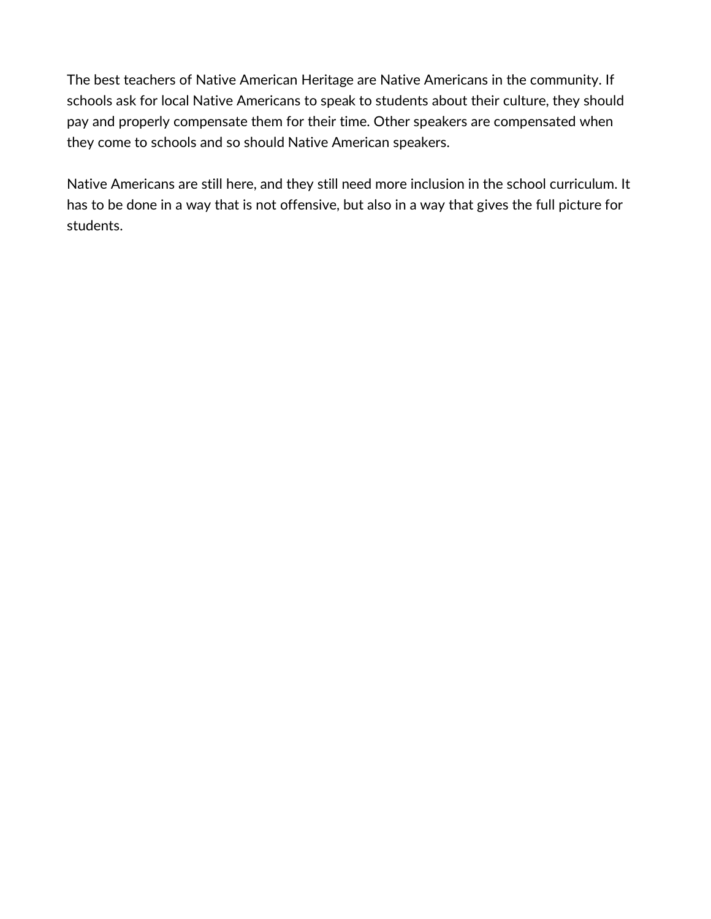The best teachers of Native American Heritage are Native Americans in the community. If schools ask for local Native Americans to speak to students about their culture, they should pay and properly compensate them for their time. Other speakers are compensated when they come to schools and so should Native American speakers.

Native Americans are still here, and they still need more inclusion in the school curriculum. It has to be done in a way that is not offensive, but also in a way that gives the full picture for students.